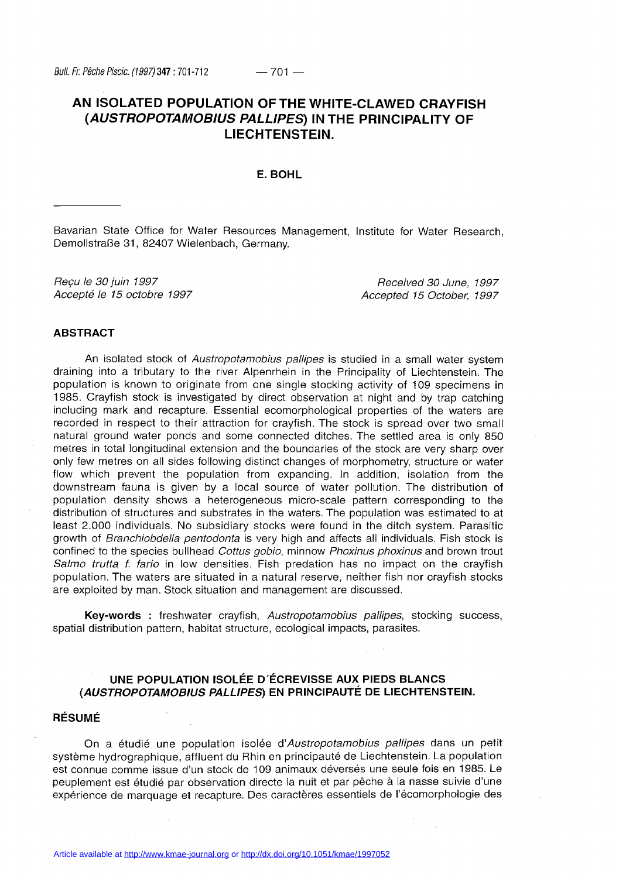# AN ISOLATED POPULATION OF THE WHITE-CLAWED CRAYFISH (*AUSTROPOTAMOBIUS PALLIPES*) IN THE PRINCIPALITY OF LIECHTENSTEIN.

**E. BOHL**

Bavarian State Office for Water Resources Management, Institute for Water Research, Demollstraße 31, 82407 Wielenbach, Germany.

*Reçu le 30 juin 1997*
*Accepté le 15 octobre 1997*

*Received 30 June, 1997*
*Accepted 15 October, 1997*

## ABSTRACT

An isolated stock of *Austropotamobius pallipes* is studied in a small water system draining into a tributary to the river Alpenrhein in the Principality of Liechtenstein. The population is known to originate from one single stocking activity of 109 specimens in 1985. Crayfish stock is investigated by direct observation at night and by trap catching including mark and recapture. Essential ecomorphological properties of the waters are recorded in respect to their attraction for crayfish. The stock is spread over two small natural ground water ponds and some connected ditches. The settled area is only 850 metres in total longitudinal extension and the boundaries of the stock are very sharp over only few metres on all sides following distinct changes of morphometry, structure or water flow which prevent the population from expanding. In addition, isolation from the downstream fauna is given by a local source of water pollution. The distribution of population density shows a heterogeneous micro-scale pattern corresponding to the distribution of structures and substrates in the waters. The population was estimated to at least 2.000 individuals. No subsidiary stocks were found in the ditch system. Parasitic growth of *Branchiobdella pentodonta* is very high and affects all individuals. Fish stock is confined to the species bullhead *Cottus gobio*, minnow *Phoxinus phoxinus* and brown trout *Salmo trutta f. fario* in low densities. Fish predation has no impact on the crayfish population. The waters are situated in a natural reserve, neither fish nor crayfish stocks are exploited by man. Stock situation and management are discussed.

**Key-words :** freshwater crayfish, *Austropotamobius pallipes*, stocking success, spatial distribution pattern, habitat structure, ecological impacts, parasites.

## UNE POPULATION ISOLÉE D'ÉCREVISSE AUX PIEDS BLANCS (*AUSTROPOTAMOBIUS PALLIPES*) EN PRINCIPAUTÉ DE LIECHTENSTEIN.

## RÉSUMÉ

On a étudié une population isolée d'*Austropotamobius pallipes* dans un petit système hydrographique, affluent du Rhin en principauté de Liechtenstein. La population est connue comme issue d'un stock de 109 animaux déversés une seule fois en 1985. Le peuplement est étudié par observation directe la nuit et par pêche à la nasse suivie d'une expérience de marquage et recapture. Des caractères essentiels de l'écomorphologie des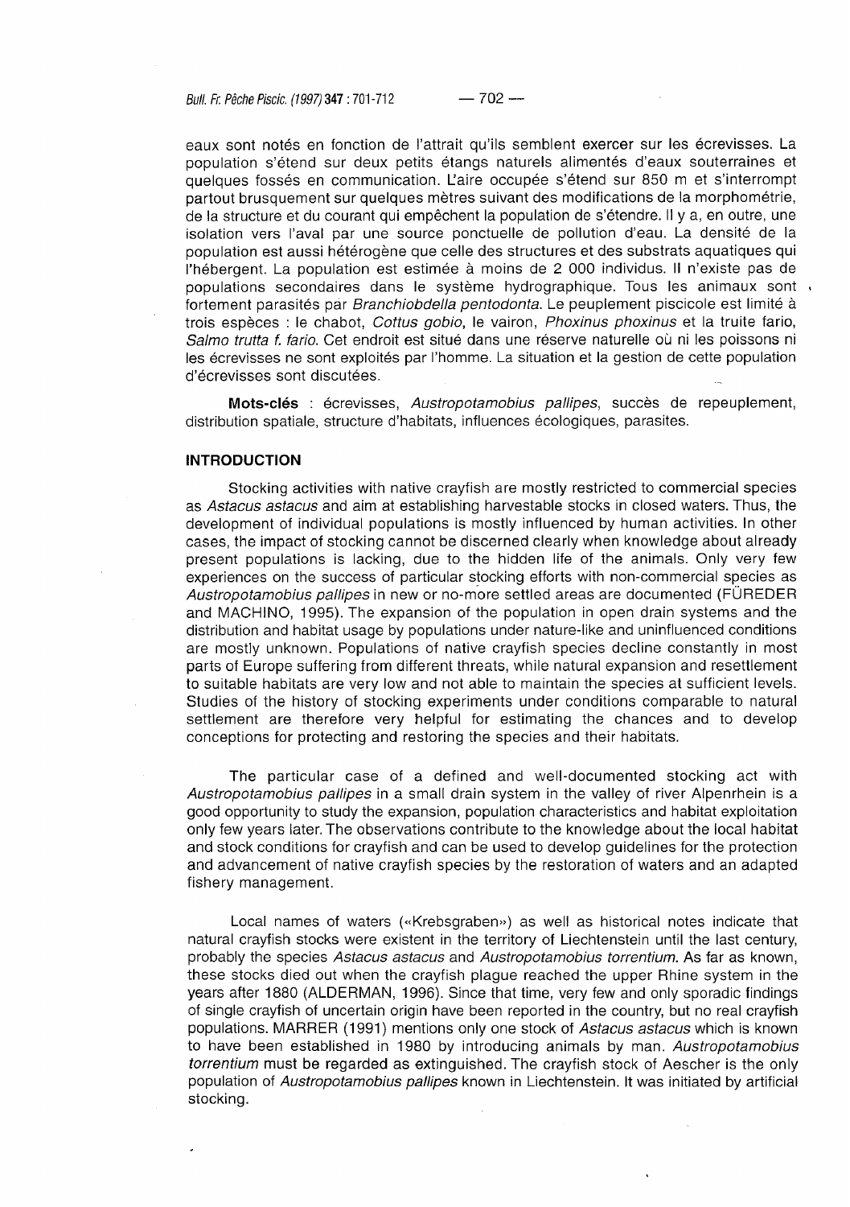eaux sont notés en fonction de l'attrait qu'ils semblent exercer sur les écrevisses. La population s'étend sur deux petits étangs naturels alimentés d'eaux souterraines et quelques fossés en communication. L'aire occupée s'étend sur 850 m et s'interrompt partout brusquement sur quelques mètres suivant des modifications de la morphométrie, de la structure et du courant qui empêchent la population de s'étendre. Il y a, en outre, une isolation vers l'aval par une source ponctuelle de pollution d'eau. La densité de la population est aussi hétérogène que celle des structures et des substrats aquatiques qui l'hébergent. La population est estimée à moins de 2 000 individus. Il n'existe pas de populations secondaires dans le système hydrographique. Tous les animaux sont fortement parasités par *Branchiobdella pentodonta*. Le peuplement piscicole est limité à trois espèces : le chabot, *Cottus gobio*, le vairon, *Phoxinus phoxinus* et la truite fario, *Salmo trutta f. fario*. Cet endroit est situé dans une réserve naturelle où ni les poissons ni les écrevisses ne sont exploités par l'homme. La situation et la gestion de cette population d'écrevisses sont discutées.

**Mots-clés** : écrevisses, *Austropotamobius pallipes*, succès de repeuplement, distribution spatiale, structure d'habitats, influences écologiques, parasites.

## INTRODUCTION

Stocking activities with native crayfish are mostly restricted to commercial species as *Astacus astacus* and aim at establishing harvestable stocks in closed waters. Thus, the development of individual populations is mostly influenced by human activities. In other cases, the impact of stocking cannot be discerned clearly when knowledge about already present populations is lacking, due to the hidden life of the animals. Only very few experiences on the success of particular stocking efforts with non-commercial species as *Austropotamobius pallipes* in new or no-more settled areas are documented (FÜREDER and MACHINO, 1995). The expansion of the population in open drain systems and the distribution and habitat usage by populations under nature-like and uninfluenced conditions are mostly unknown. Populations of native crayfish species decline constantly in most parts of Europe suffering from different threats, while natural expansion and resettlement to suitable habitats are very low and not able to maintain the species at sufficient levels. Studies of the history of stocking experiments under conditions comparable to natural settlement are therefore very helpful for estimating the chances and to develop conceptions for protecting and restoring the species and their habitats.

The particular case of a defined and well-documented stocking act with *Austropotamobius pallipes* in a small drain system in the valley of river Alpenrhein is a good opportunity to study the expansion, population characteristics and habitat exploitation only few years later. The observations contribute to the knowledge about the local habitat and stock conditions for crayfish and can be used to develop guidelines for the protection and advancement of native crayfish species by the restoration of waters and an adapted fishery management.

Local names of waters («Krebsgraben») as well as historical notes indicate that natural crayfish stocks were existent in the territory of Liechtenstein until the last century, probably the species *Astacus astacus* and *Austropotamobius torrentium*. As far as known, these stocks died out when the crayfish plague reached the upper Rhine system in the years after 1880 (ALDERMAN, 1996). Since that time, very few and only sporadic findings of single crayfish of uncertain origin have been reported in the country, but no real crayfish populations. MARRER (1991) mentions only one stock of *Astacus astacus* which is known to have been established in 1980 by introducing animals by man. *Austropotamobius torrentium* must be regarded as extinguished. The crayfish stock of Aescher is the only population of *Austropotamobius pallipes* known in Liechtenstein. It was initiated by artificial stocking.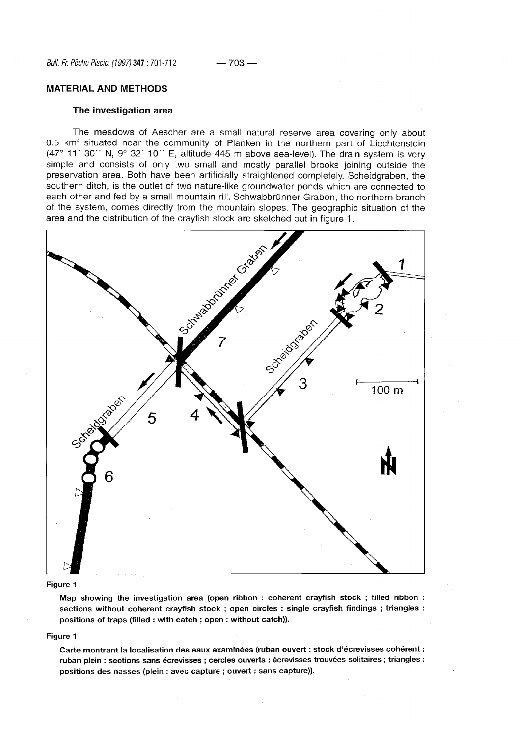## MATERIAL AND METHODS

### The investigation area

The meadows of Aescher are a small natural reserve area covering only about 0.5 km² situated near the community of Planken in the northern part of Liechtenstein (47° 11´ 30´´ N, 9° 32´ 10´´ E, altitude 445 m above sea-level). The drain system is very simple and consists of only two small and mostly parallel brooks joining outside the preservation area. Both have been artificially straightened completely. Scheidgraben, the southern ditch, is the outlet of two nature-like groundwater ponds which are connected to each other and fed by a small mountain rill. Schwabbrünner Graben, the northern branch of the system, comes directly from the mountain slopes. The geographic situation of the area and the distribution of the crayfish stock are sketched out in figure 1.

**Figure 1**

**Map showing the investigation area (open ribbon : coherent crayfish stock ; filled ribbon : sections without coherent crayfish stock ; open circles : single crayfish findings ; triangles : positions of traps (filled : with catch ; open : without catch)).**

**Figure 1**

**Carte montrant la localisation des eaux examinées (ruban ouvert : stock d'écrevisses cohérent ; ruban plein : sections sans écrevisses ; cercles ouverts : écrevisses trouvées solitaires ; triangles : positions des nasses (plein : avec capture ; ouvert : sans capture)).**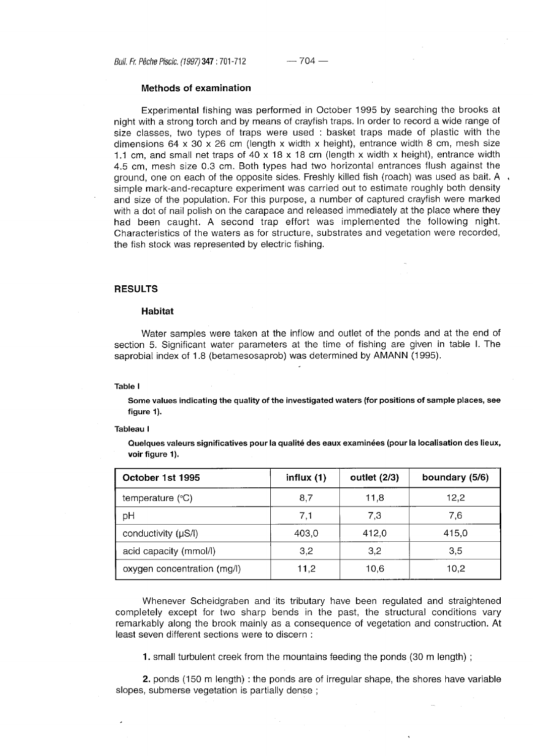### Methods of examination

Experimental fishing was performed in October 1995 by searching the brooks at night with a strong torch and by means of crayfish traps. In order to record a wide range of size classes, two types of traps were used : basket traps made of plastic with the dimensions 64 x 30 x 26 cm (length x width x height), entrance width 8 cm, mesh size 1.1 cm, and small net traps of 40 x 18 x 18 cm (length x width x height), entrance width 4.5 cm, mesh size 0.3 cm. Both types had two horizontal entrances flush against the ground, one on each of the opposite sides. Freshly killed fish (roach) was used as bait. A simple mark-and-recapture experiment was carried out to estimate roughly both density and size of the population. For this purpose, a number of captured crayfish were marked with a dot of nail polish on the carapace and released immediately at the place where they had been caught. A second trap effort was implemented the following night. Characteristics of the waters as for structure, substrates and vegetation were recorded, the fish stock was represented by electric fishing.

## RESULTS

### Habitat

Water samples were taken at the inflow and outlet of the ponds and at the end of section 5. Significant water parameters at the time of fishing are given in table I. The saprobial index of 1.8 (betamesosaprob) was determined by AMANN (1995).

**Table I**

**Some values indicating the quality of the investigated waters (for positions of sample places, see figure 1).**

**Tableau I**

**Quelques valeurs significatives pour la qualité des eaux examinées (pour la localisation des lieux, voir figure 1).**

| October 1st 1995 | influx (1) | outlet (2/3) | boundary (5/6) |
|---|---|---|---|
| temperature (°C) | 8,7 | 11,8 | 12,2 |
| pH | 7,1 | 7,3 | 7,6 |
| conductivity (µS/l) | 403,0 | 412,0 | 415,0 |
| acid capacity (mmol/l) | 3,2 | 3,2 | 3,5 |
| oxygen concentration (mg/l) | 11,2 | 10,6 | 10,2 |

Whenever Scheidgraben and its tributary have been regulated and straightened completely except for two sharp bends in the past, the structural conditions vary remarkably along the brook mainly as a consequence of vegetation and construction. At least seven different sections were to discern :

**1.** small turbulent creek from the mountains feeding the ponds (30 m length) ;

**2.** ponds (150 m length) : the ponds are of irregular shape, the shores have variable slopes, submerse vegetation is partially dense ;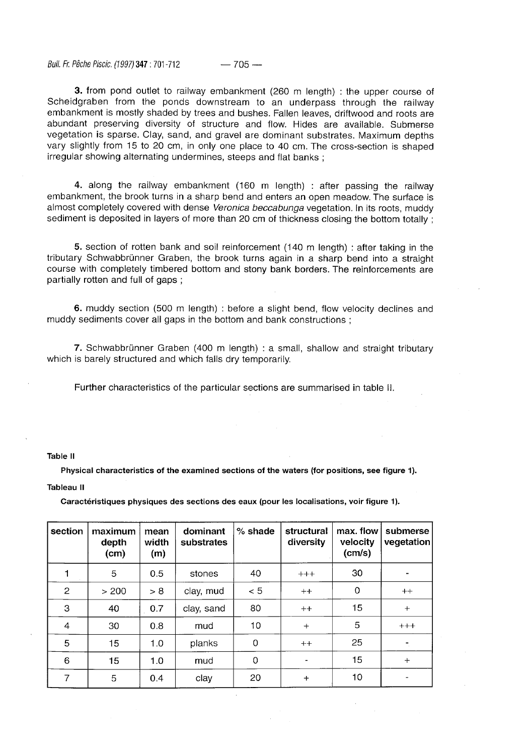**3.** from pond outlet to railway embankment (260 m length) : the upper course of Scheidgraben from the ponds downstream to an underpass through the railway embankment is mostly shaded by trees and bushes. Fallen leaves, driftwood and roots are abundant preserving diversity of structure and flow. Hides are available. Submerse vegetation is sparse. Clay, sand, and gravel are dominant substrates. Maximum depths vary slightly from 15 to 20 cm, in only one place to 40 cm. The cross-section is shaped irregular showing alternating undermines, steeps and flat banks ;

**4.** along the railway embankment (160 m length) : after passing the railway embankment, the brook turns in a sharp bend and enters an open meadow. The surface is almost completely covered with dense *Veronica beccabunga* vegetation. In its roots, muddy sediment is deposited in layers of more than 20 cm of thickness closing the bottom totally ;

**5.** section of rotten bank and soil reinforcement (140 m length) : after taking in the tributary Schwabbrünner Graben, the brook turns again in a sharp bend into a straight course with completely timbered bottom and stony bank borders. The reinforcements are partially rotten and full of gaps ;

**6.** muddy section (500 m length) : before a slight bend, flow velocity declines and muddy sediments cover all gaps in the bottom and bank constructions ;

**7.** Schwabbrünner Graben (400 m length) : a small, shallow and straight tributary which is barely structured and which falls dry temporarily.

Further characteristics of the particular sections are summarised in table II.

**Table II**

**Physical characteristics of the examined sections of the waters (for positions, see figure 1).**

**Tableau II**

**Caractéristiques physiques des sections des eaux (pour les localisations, voir figure 1).**

| section | maximum depth (cm) | mean width (m) | dominant substrates | % shade | structural diversity | max. flow velocity (cm/s) | submerse vegetation |
|---|---|---|---|---|---|---|---|
| 1 | 5 | 0.5 | stones | 40 | +++ | 30 | - |
| 2 | > 200 | > 8 | clay, mud | < 5 | ++ | 0 | ++ |
| 3 | 40 | 0.7 | clay, sand | 80 | ++ | 15 | + |
| 4 | 30 | 0.8 | mud | 10 | + | 5 | +++ |
| 5 | 15 | 1.0 | planks | 0 | ++ | 25 | - |
| 6 | 15 | 1.0 | mud | 0 | - | 15 | + |
| 7 | 5 | 0.4 | clay | 20 | + | 10 | - |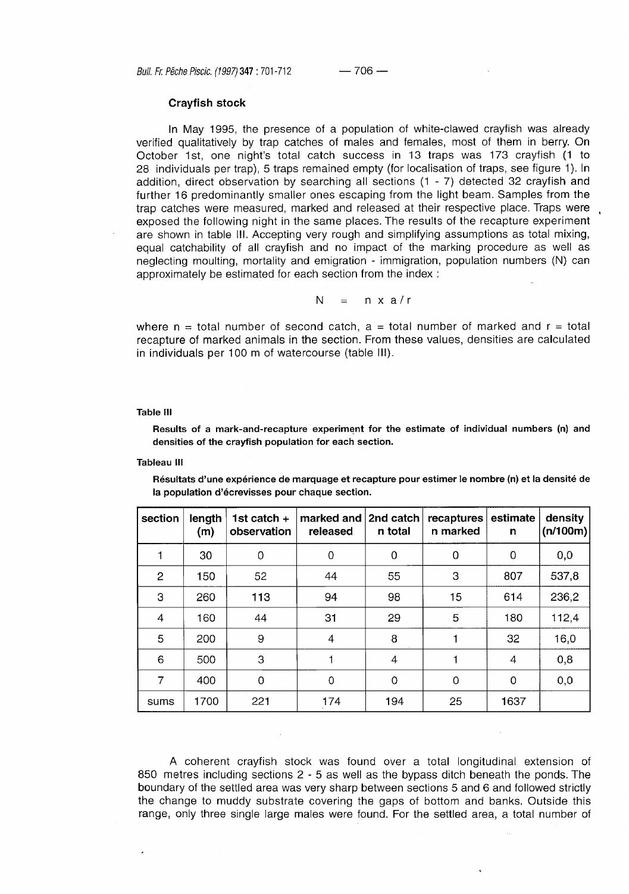### Crayfish stock

In May 1995, the presence of a population of white-clawed crayfish was already verified qualitatively by trap catches of males and females, most of them in berry. On October 1st, one night's total catch success in 13 traps was 173 crayfish (1 to 28 individuals per trap), 5 traps remained empty (for localisation of traps, see figure 1). In addition, direct observation by searching all sections (1 - 7) detected 32 crayfish and further 16 predominantly smaller ones escaping from the light beam. Samples from the trap catches were measured, marked and released at their respective place. Traps were exposed the following night in the same places. The results of the recapture experiment are shown in table III. Accepting very rough and simplifying assumptions as total mixing, equal catchability of all crayfish and no impact of the marking procedure as well as neglecting moulting, mortality and emigration - immigration, population numbers (N) can approximately be estimated for each section from the index :

$$N = n \times a / r$$

where n = total number of second catch, a = total number of marked and r = total recapture of marked animals in the section. From these values, densities are calculated in individuals per 100 m of watercourse (table III).

**Table III**

**Results of a mark-and-recapture experiment for the estimate of individual numbers (n) and densities of the crayfish population for each section.**

**Tableau III**

**Résultats d'une expérience de marquage et recapture pour estimer le nombre (n) et la densité de la population d'écrevisses pour chaque section.**

| section | length (m) | 1st catch + observation | marked and released | 2nd catch n total | recaptures n marked | estimate n | density (n/100m) |
|---|---|---|---|---|---|---|---|
| 1 | 30 | 0 | 0 | 0 | 0 | 0 | 0,0 |
| 2 | 150 | 52 | 44 | 55 | 3 | 807 | 537,8 |
| 3 | 260 | 113 | 94 | 98 | 15 | 614 | 236,2 |
| 4 | 160 | 44 | 31 | 29 | 5 | 180 | 112,4 |
| 5 | 200 | 9 | 4 | 8 | 1 | 32 | 16,0 |
| 6 | 500 | 3 | 1 | 4 | 1 | 4 | 0,8 |
| 7 | 400 | 0 | 0 | 0 | 0 | 0 | 0,0 |
| sums | 1700 | 221 | 174 | 194 | 25 | 1637 | |

A coherent crayfish stock was found over a total longitudinal extension of 850 metres including sections 2 - 5 as well as the bypass ditch beneath the ponds. The boundary of the settled area was very sharp between sections 5 and 6 and followed strictly the change to muddy substrate covering the gaps of bottom and banks. Outside this range, only three single large males were found. For the settled area, a total number of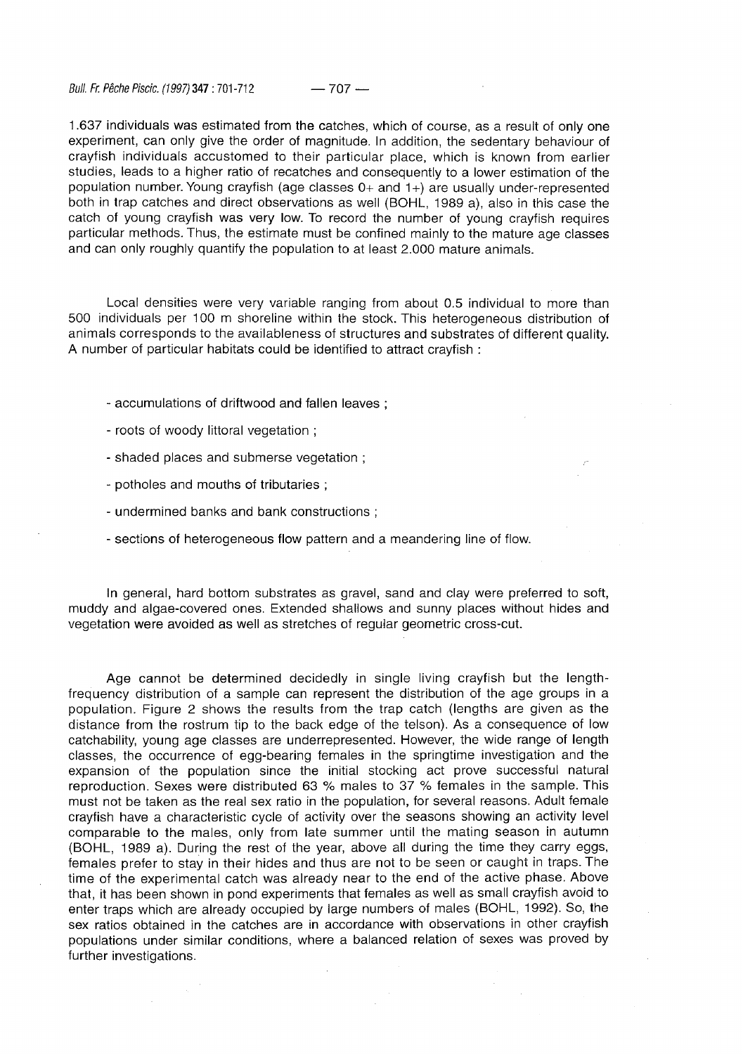1.637 individuals was estimated from the catches, which of course, as a result of only one experiment, can only give the order of magnitude. In addition, the sedentary behaviour of crayfish individuals accustomed to their particular place, which is known from earlier studies, leads to a higher ratio of recatches and consequently to a lower estimation of the population number. Young crayfish (age classes 0+ and 1+) are usually under-represented both in trap catches and direct observations as well (BOHL, 1989 a), also in this case the catch of young crayfish was very low. To record the number of young crayfish requires particular methods. Thus, the estimate must be confined mainly to the mature age classes and can only roughly quantify the population to at least 2.000 mature animals.

Local densities were very variable ranging from about 0.5 individual to more than 500 individuals per 100 m shoreline within the stock. This heterogeneous distribution of animals corresponds to the availableness of structures and substrates of different quality. A number of particular habitats could be identified to attract crayfish :

- accumulations of driftwood and fallen leaves ;
- roots of woody littoral vegetation ;
- shaded places and submerse vegetation ;
- potholes and mouths of tributaries ;
- undermined banks and bank constructions ;
- sections of heterogeneous flow pattern and a meandering line of flow.

In general, hard bottom substrates as gravel, sand and clay were preferred to soft, muddy and algae-covered ones. Extended shallows and sunny places without hides and vegetation were avoided as well as stretches of regular geometric cross-cut.

Age cannot be determined decidedly in single living crayfish but the length-frequency distribution of a sample can represent the distribution of the age groups in a population. Figure 2 shows the results from the trap catch (lengths are given as the distance from the rostrum tip to the back edge of the telson). As a consequence of low catchability, young age classes are underrepresented. However, the wide range of length classes, the occurrence of egg-bearing females in the springtime investigation and the expansion of the population since the initial stocking act prove successful natural reproduction. Sexes were distributed 63 % males to 37 % females in the sample. This must not be taken as the real sex ratio in the population, for several reasons. Adult female crayfish have a characteristic cycle of activity over the seasons showing an activity level comparable to the males, only from late summer until the mating season in autumn (BOHL, 1989 a). During the rest of the year, above all during the time they carry eggs, females prefer to stay in their hides and thus are not to be seen or caught in traps. The time of the experimental catch was already near to the end of the active phase. Above that, it has been shown in pond experiments that females as well as small crayfish avoid to enter traps which are already occupied by large numbers of males (BOHL, 1992). So, the sex ratios obtained in the catches are in accordance with observations in other crayfish populations under similar conditions, where a balanced relation of sexes was proved by further investigations.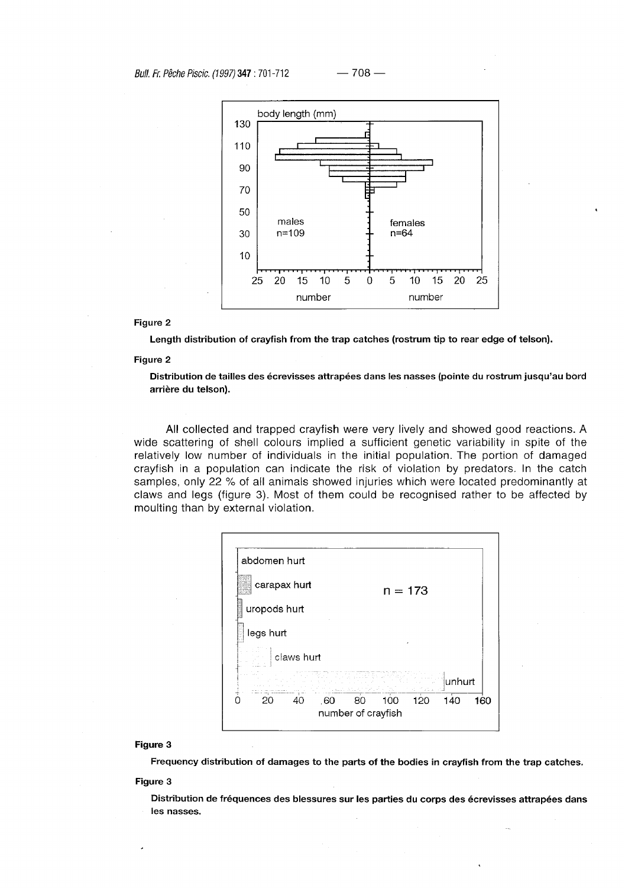**Figure 2**

**Length distribution of crayfish from the trap catches (rostrum tip to rear edge of telson).**

**Figure 2**

**Distribution de tailles des écrevisses attrapées dans les nasses (pointe du rostrum jusqu'au bord arrière du telson).**

All collected and trapped crayfish were very lively and showed good reactions. A wide scattering of shell colours implied a sufficient genetic variability in spite of the relatively low number of individuals in the initial population. The portion of damaged crayfish in a population can indicate the risk of violation by predators. In the catch samples, only 22 % of all animals showed injuries which were located predominantly at claws and legs (figure 3). Most of them could be recognised rather to be affected by moulting than by external violation.

**Figure 3**

**Frequency distribution of damages to the parts of the bodies in crayfish from the trap catches.**

**Figure 3**

**Distribution de fréquences des blessures sur les parties du corps des écrevisses attrapées dans les nasses.**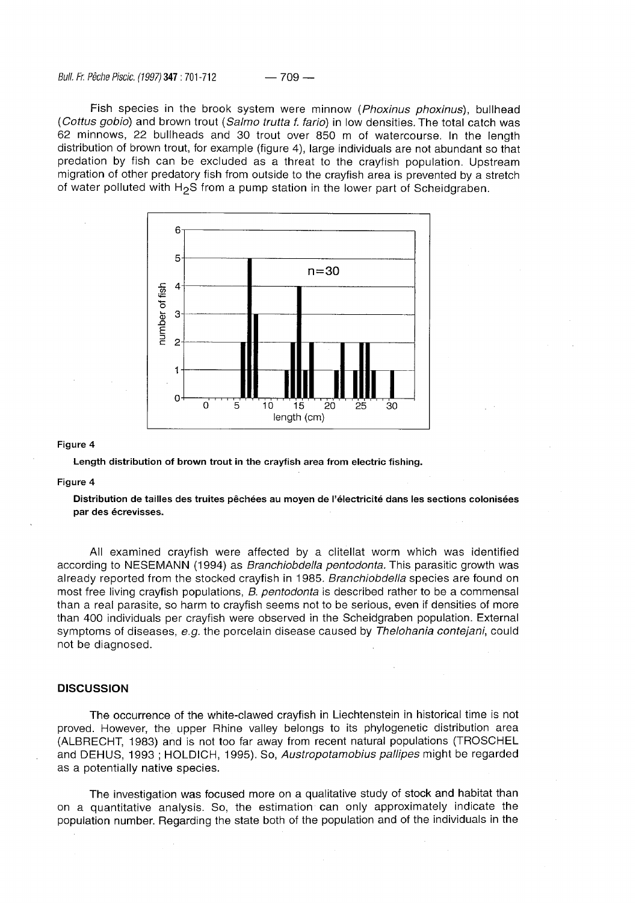Fish species in the brook system were minnow (*Phoxinus phoxinus*), bullhead (*Cottus gobio*) and brown trout (*Salmo trutta f. fario*) in low densities. The total catch was 62 minnows, 22 bullheads and 30 trout over 850 m of watercourse. In the length distribution of brown trout, for example (figure 4), large individuals are not abundant so that predation by fish can be excluded as a threat to the crayfish population. Upstream migration of other predatory fish from outside to the crayfish area is prevented by a stretch of water polluted with $H_2S$ from a pump station in the lower part of Scheidgraben.

**Figure 4**

**Length distribution of brown trout in the crayfish area from electric fishing.**

**Figure 4**

**Distribution de tailles des truites pêchées au moyen de l'électricité dans les sections colonisées par des écrevisses.**

All examined crayfish were affected by a clitellat worm which was identified according to NESEMANN (1994) as *Branchiobdella pentodonta.* This parasitic growth was already reported from the stocked crayfish in 1985. *Branchiobdella* species are found on most free living crayfish populations, *B. pentodonta* is described rather to be a commensal than a real parasite, so harm to crayfish seems not to be serious, even if densities of more than 400 individuals per crayfish were observed in the Scheidgraben population. External symptoms of diseases, *e.g.* the porcelain disease caused by *Thelohania contejani*, could not be diagnosed.

## DISCUSSION

The occurrence of the white-clawed crayfish in Liechtenstein in historical time is not proved. However, the upper Rhine valley belongs to its phylogenetic distribution area (ALBRECHT, 1983) and is not too far away from recent natural populations (TROSCHEL and DEHUS, 1993 ; HOLDICH, 1995). So, *Austropotamobius pallipes* might be regarded as a potentially native species.

The investigation was focused more on a qualitative study of stock and habitat than on a quantitative analysis. So, the estimation can only approximately indicate the population number. Regarding the state both of the population and of the individuals in the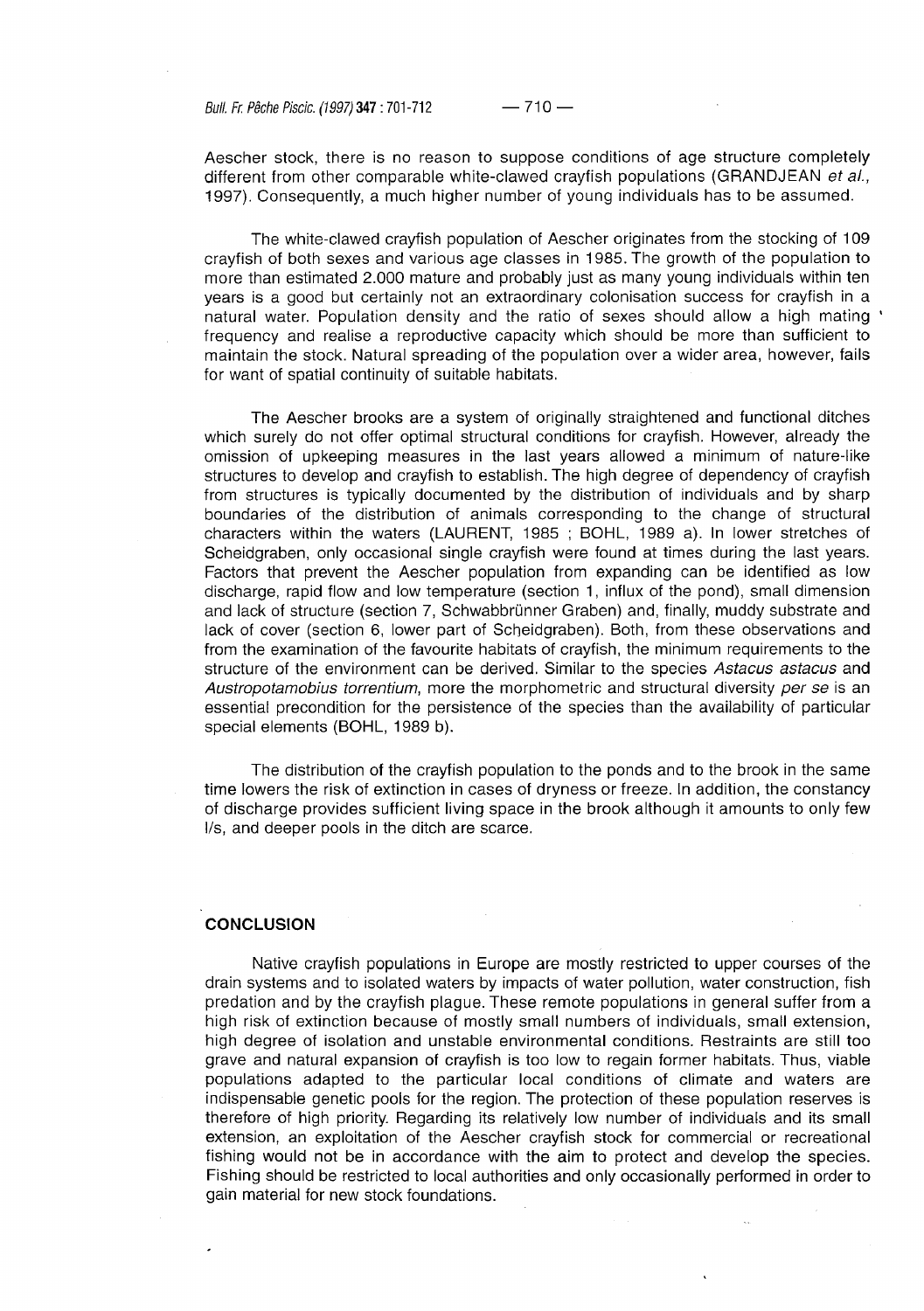Aescher stock, there is no reason to suppose conditions of age structure completely different from other comparable white-clawed crayfish populations (GRANDJEAN *et al.*, 1997). Consequently, a much higher number of young individuals has to be assumed.

The white-clawed crayfish population of Aescher originates from the stocking of 109 crayfish of both sexes and various age classes in 1985. The growth of the population to more than estimated 2.000 mature and probably just as many young individuals within ten years is a good but certainly not an extraordinary colonisation success for crayfish in a natural water. Population density and the ratio of sexes should allow a high mating frequency and realise a reproductive capacity which should be more than sufficient to maintain the stock. Natural spreading of the population over a wider area, however, fails for want of spatial continuity of suitable habitats.

The Aescher brooks are a system of originally straightened and functional ditches which surely do not offer optimal structural conditions for crayfish. However, already the omission of upkeeping measures in the last years allowed a minimum of nature-like structures to develop and crayfish to establish. The high degree of dependency of crayfish from structures is typically documented by the distribution of individuals and by sharp boundaries of the distribution of animals corresponding to the change of structural characters within the waters (LAURENT, 1985 ; BOHL, 1989 a). In lower stretches of Scheidgraben, only occasional single crayfish were found at times during the last years. Factors that prevent the Aescher population from expanding can be identified as low discharge, rapid flow and low temperature (section 1, influx of the pond), small dimension and lack of structure (section 7, Schwabbrünner Graben) and, finally, muddy substrate and lack of cover (section 6, lower part of Scheidgraben). Both, from these observations and from the examination of the favourite habitats of crayfish, the minimum requirements to the structure of the environment can be derived. Similar to the species *Astacus astacus* and *Austropotamobius torrentium*, more the morphometric and structural diversity *per se* is an essential precondition for the persistence of the species than the availability of particular special elements (BOHL, 1989 b).

The distribution of the crayfish population to the ponds and to the brook in the same time lowers the risk of extinction in cases of dryness or freeze. In addition, the constancy of discharge provides sufficient living space in the brook although it amounts to only few l/s, and deeper pools in the ditch are scarce.

## CONCLUSION

Native crayfish populations in Europe are mostly restricted to upper courses of the drain systems and to isolated waters by impacts of water pollution, water construction, fish predation and by the crayfish plague. These remote populations in general suffer from a high risk of extinction because of mostly small numbers of individuals, small extension, high degree of isolation and unstable environmental conditions. Restraints are still too grave and natural expansion of crayfish is too low to regain former habitats. Thus, viable populations adapted to the particular local conditions of climate and waters are indispensable genetic pools for the region. The protection of these population reserves is therefore of high priority. Regarding its relatively low number of individuals and its small extension, an exploitation of the Aescher crayfish stock for commercial or recreational fishing would not be in accordance with the aim to protect and develop the species. Fishing should be restricted to local authorities and only occasionally performed in order to gain material for new stock foundations.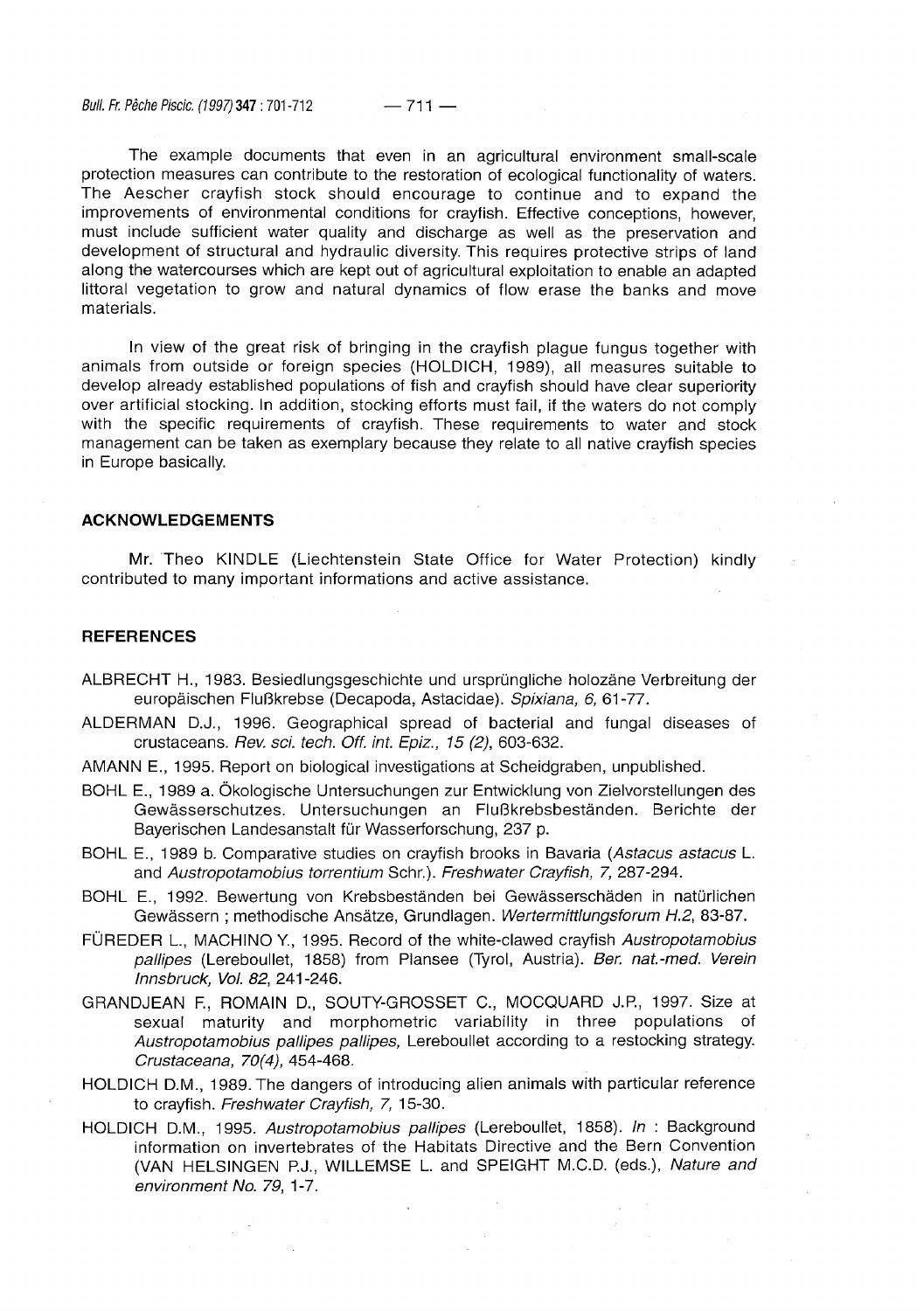The example documents that even in an agricultural environment small-scale protection measures can contribute to the restoration of ecological functionality of waters. The Aescher crayfish stock should encourage to continue and to expand the improvements of environmental conditions for crayfish. Effective conceptions, however, must include sufficient water quality and discharge as well as the preservation and development of structural and hydraulic diversity. This requires protective strips of land along the watercourses which are kept out of agricultural exploitation to enable an adapted littoral vegetation to grow and natural dynamics of flow erase the banks and move materials.

In view of the great risk of bringing in the crayfish plague fungus together with animals from outside or foreign species (HOLDICH, 1989), all measures suitable to develop already established populations of fish and crayfish should have clear superiority over artificial stocking. In addition, stocking efforts must fail, if the waters do not comply with the specific requirements of crayfish. These requirements to water and stock management can be taken as exemplary because they relate to all native crayfish species in Europe basically.

## ACKNOWLEDGEMENTS

Mr. Theo KINDLE (Liechtenstein State Office for Water Protection) kindly contributed to many important informations and active assistance.

## REFERENCES

ALBRECHT H., 1983. Besiedlungsgeschichte und ursprüngliche holozäne Verbreitung der europäischen Flußkrebse (Decapoda, Astacidae). *Spixiana, 6*, 61-77.

ALDERMAN D.J., 1996. Geographical spread of bacterial and fungal diseases of crustaceans. *Rev. sci. tech. Off. int. Epiz., 15 (2)*, 603-632.

AMANN E., 1995. Report on biological investigations at Scheidgraben, unpublished.

BOHL E., 1989 a. Ökologische Untersuchungen zur Entwicklung von Zielvorstellungen des Gewässerschutzes. Untersuchungen an Flußkrebsbeständen. Berichte der Bayerischen Landesanstalt für Wasserforschung, 237 p.

BOHL E., 1989 b. Comparative studies on crayfish brooks in Bavaria (*Astacus astacus* L. and *Austropotamobius torrentium* Schr.). *Freshwater Crayfish, 7*, 287-294.

BOHL E., 1992. Bewertung von Krebsbeständen bei Gewässerschäden in natürlichen Gewässern ; methodische Ansätze, Grundlagen. *Wertermittlungsforum H.2*, 83-87.

FÜREDER L., MACHINO Y., 1995. Record of the white-clawed crayfish *Austropotamobius pallipes* (Lereboullet, 1858) from Plansee (Tyrol, Austria). *Ber. nat.-med. Verein Innsbruck, Vol. 82*, 241-246.

GRANDJEAN F., ROMAIN D., SOUTY-GROSSET C., MOCQUARD J.P., 1997. Size at sexual maturity and morphometric variability in three populations of *Austropotamobius pallipes pallipes*, Lereboullet according to a restocking strategy. *Crustaceana, 70(4)*, 454-468.

HOLDICH D.M., 1989. The dangers of introducing alien animals with particular reference to crayfish. *Freshwater Crayfish, 7*, 15-30.

HOLDICH D.M., 1995. *Austropotamobius pallipes* (Lereboullet, 1858). *In* : Background information on invertebrates of the Habitats Directive and the Bern Convention (VAN HELSINGEN P.J., WILLEMSE L. and SPEIGHT M.C.D. (eds.), *Nature and environment No. 79*, 1-7.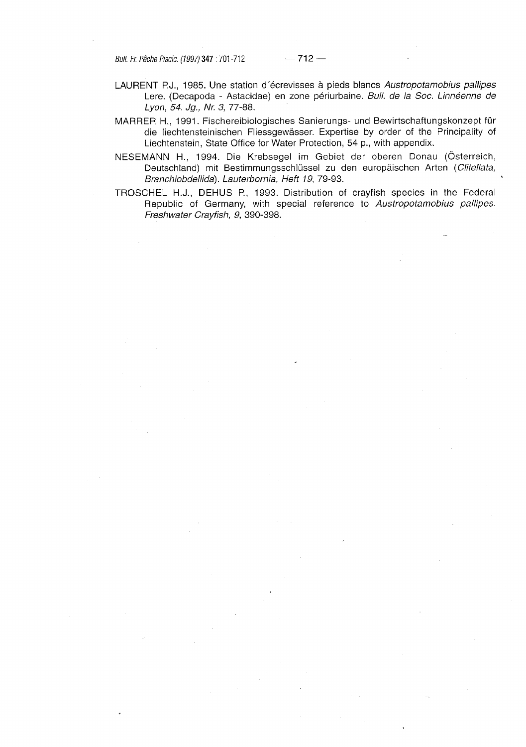LAURENT P.J., 1985. Une station d'écrevisses à pieds blancs *Austropotamobius pallipes* Lere. (Decapoda - Astacidae) en zone périurbaine. *Bull. de la Soc. Linnéenne de Lyon, 54. Jg., Nr. 3*, 77-88.

MARRER H., 1991. Fischereibiologisches Sanierungs- und Bewirtschaftungskonzept für die liechtensteinischen Fliessgewässer. Expertise by order of the Principality of Liechtenstein, State Office for Water Protection, 54 p., with appendix.

NESEMANN H., 1994. Die Krebsegel im Gebiet der oberen Donau (Österreich, Deutschland) mit Bestimmungsschlüssel zu den europäischen Arten (*Clitellata, Branchiobdellida*). *Lauterbornia, Heft 19*, 79-93.

TROSCHEL H.J., DEHUS P., 1993. Distribution of crayfish species in the Federal Republic of Germany, with special reference to *Austropotamobius pallipes*. *Freshwater Crayfish, 9*, 390-398.